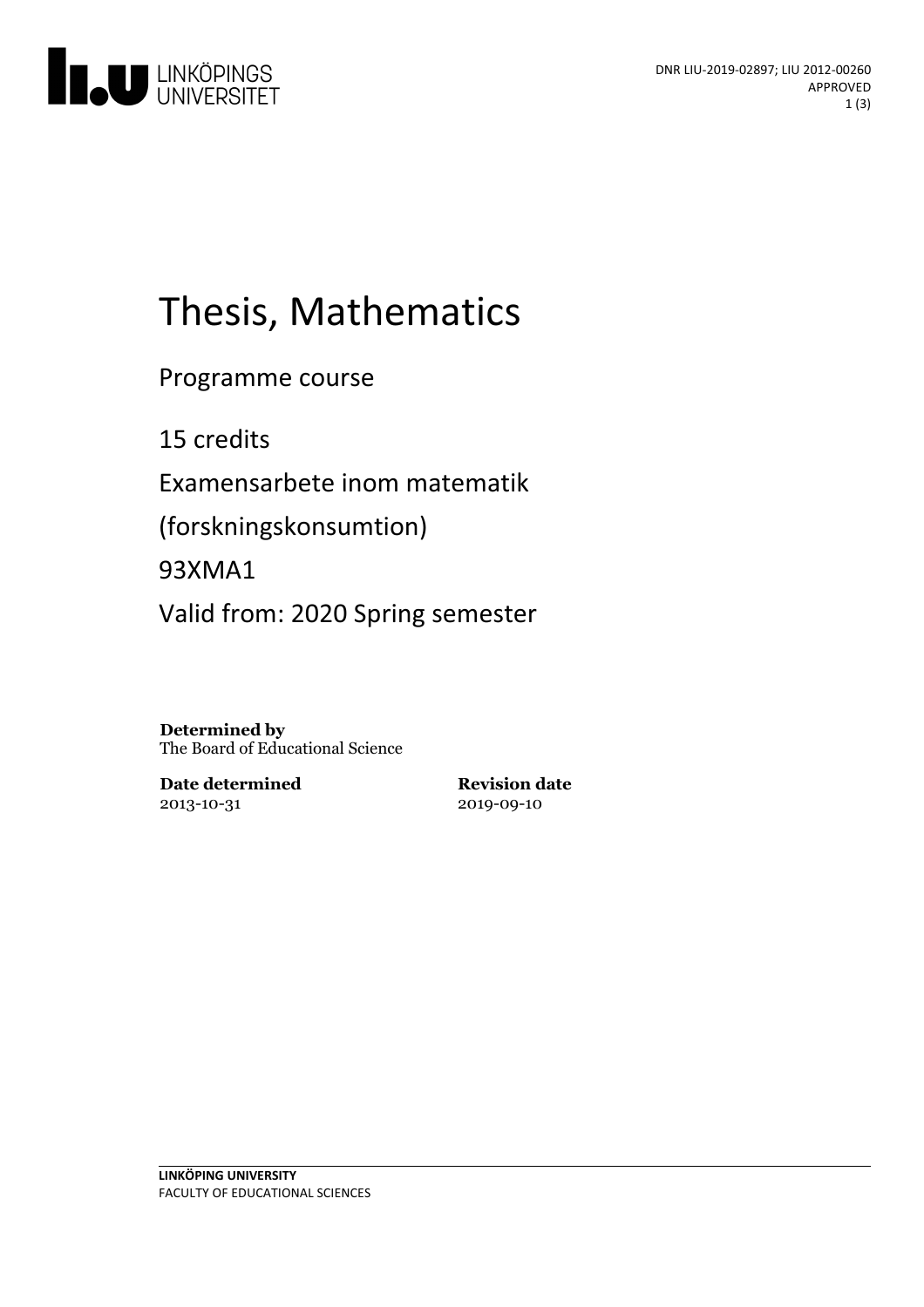DNR LIU-2019-02897; LIU 2012-00260
APPROVED

# Thesis, Mathematics

Programme course

15 credits

Examensarbete inom matematik

(forskningskonsumtion)

93XMA1

Valid from: 2020 Spring semester

**Determined by**
The Board of Educational Science

**Date determined**
2013-10-31

**Revision date**
2019-09-10

**LINKÖPING UNIVERSITY**
FACULTY OF EDUCATIONAL SCIENCES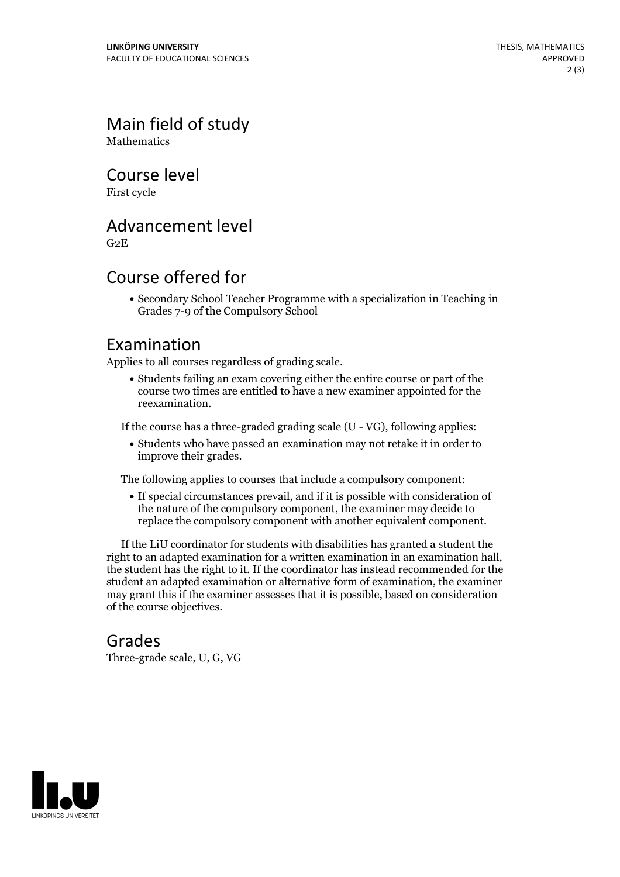## Main field of study

Mathematics

## Course level

First cycle

## Advancement level

G2E

## Course offered for

- Secondary School Teacher Programme with a specialization in Teaching in Grades 7-9 of the Compulsory School

## Examination

Applies to all courses regardless of grading scale.

- Students failing an exam covering either the entire course or part of the course two times are entitled to have a new examiner appointed for the reexamination.

If the course has a three-graded grading scale (U - VG), following applies:

- Students who have passed an examination may not retake it in order to improve their grades.

The following applies to courses that include a compulsory component:

- If special circumstances prevail, and if it is possible with consideration of the nature of the compulsory component, the examiner may decide to replace the compulsory component with another equivalent component.

If the LiU coordinator for students with disabilities has granted a student the right to an adapted examination for a written examination in an examination hall, the student has the right to it. If the coordinator has instead recommended for the student an adapted examination or alternative form of examination, the examiner may grant this if the examiner assesses that it is possible, based on consideration of the course objectives.

## Grades

Three-grade scale, U, G, VG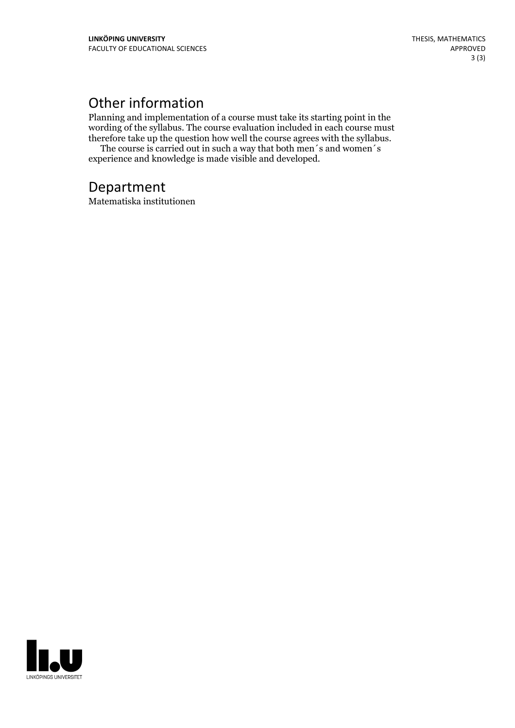## Other information

Planning and implementation of a course must take its starting point in the wording of the syllabus. The course evaluation included in each course must therefore take up the question how well the course agrees with the syllabus.

The course is carried out in such a way that both men´s and women´s experience and knowledge is made visible and developed.

## Department

Matematiska institutionen